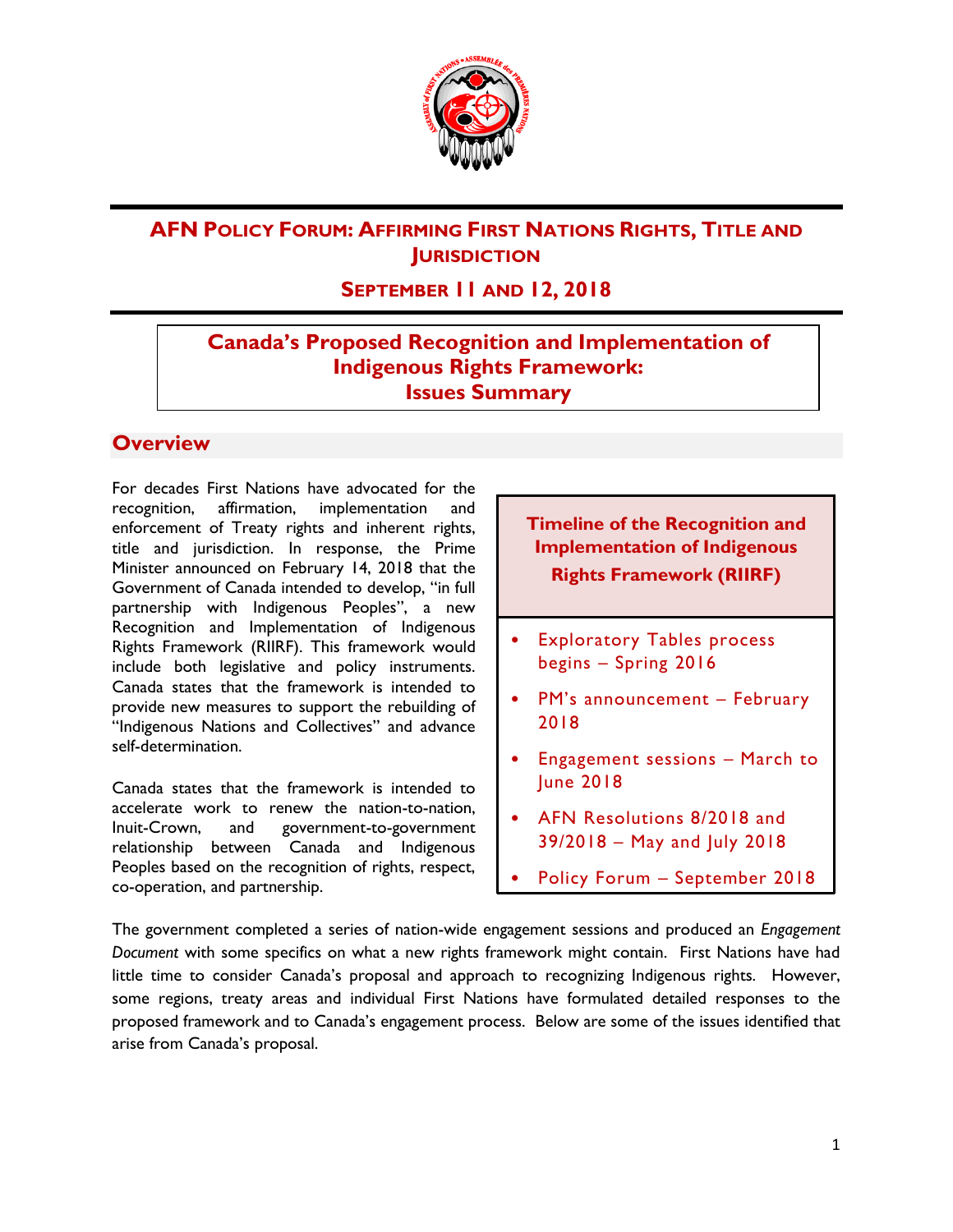# AFN Policy Forum: Affirming First Nations Rights, Title and Jurisdiction

## September 11 and 12, 2018

## Canada's Proposed Recognition and Implementation of Indigenous Rights Framework: Issues Summary

### Overview

For decades First Nations have advocated for the recognition, affirmation, implementation and enforcement of Treaty rights and inherent rights, title and jurisdiction. In response, the Prime Minister announced on February 14, 2018 that the Government of Canada intended to develop, "in full partnership with Indigenous Peoples", a new Recognition and Implementation of Indigenous Rights Framework (RIIRF). This framework would include both legislative and policy instruments. Canada states that the framework is intended to provide new measures to support the rebuilding of "Indigenous Nations and Collectives" and advance self-determination.

Canada states that the framework is intended to accelerate work to renew the nation-to-nation, Inuit-Crown, and government-to-government relationship between Canada and Indigenous Peoples based on the recognition of rights, respect, co-operation, and partnership.

**Timeline of the Recognition and Implementation of Indigenous Rights Framework (RIIRF)**

- Exploratory Tables process begins – Spring 2016
- PM's announcement – February 2018
- Engagement sessions – March to June 2018
- AFN Resolutions 8/2018 and 39/2018 – May and July 2018
- Policy Forum – September 2018

The government completed a series of nation-wide engagement sessions and produced an *Engagement Document* with some specifics on what a new rights framework might contain. First Nations have had little time to consider Canada's proposal and approach to recognizing Indigenous rights. However, some regions, treaty areas and individual First Nations have formulated detailed responses to the proposed framework and to Canada's engagement process. Below are some of the issues identified that arise from Canada's proposal.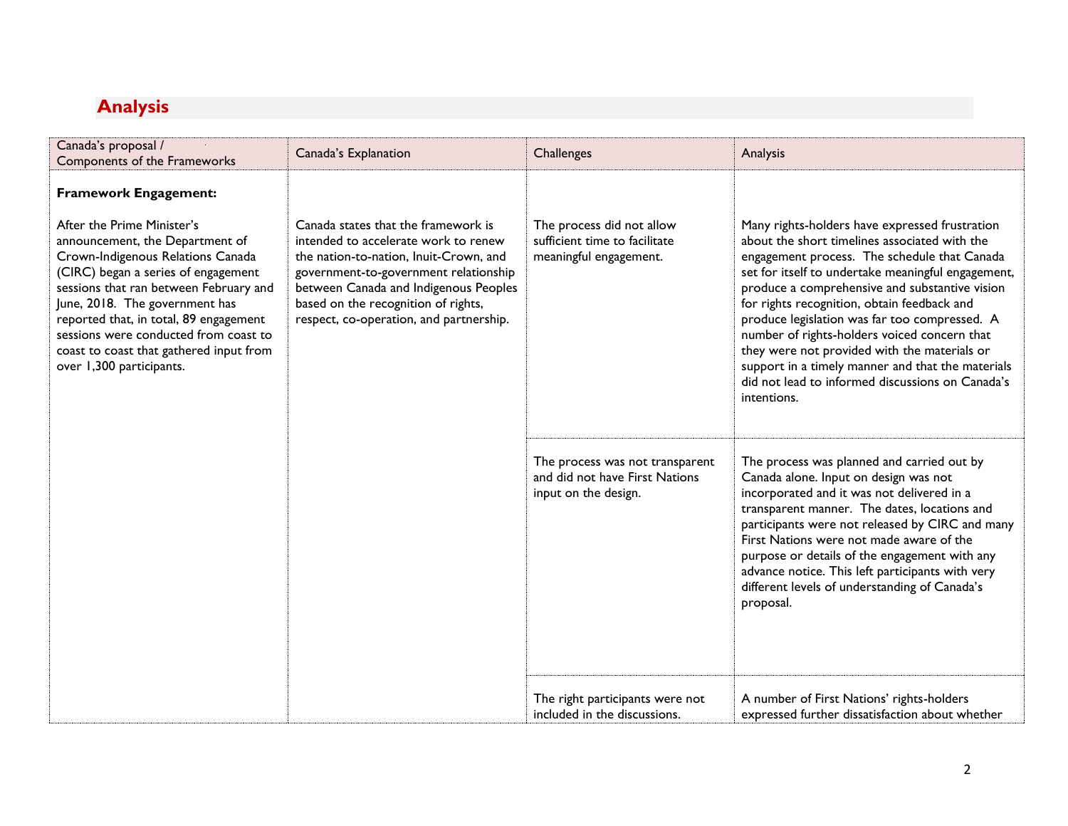## Analysis

| Canada's proposal / Components of the Frameworks | Canada's Explanation | Challenges | Analysis |
|---|---|---|---|
| **Framework Engagement:**<br><br>After the Prime Minister's announcement, the Department of Crown-Indigenous Relations Canada (CIRC) began a series of engagement sessions that ran between February and June, 2018. The government has reported that, in total, 89 engagement sessions were conducted from coast to coast that gathered input from over 1,300 participants. | Canada states that the framework is intended to accelerate work to renew the nation-to-nation, Inuit-Crown, and government-to-government relationship between Canada and Indigenous Peoples based on the recognition of rights, respect, co-operation, and partnership. | The process did not allow sufficient time to facilitate meaningful engagement. | Many rights-holders have expressed frustration about the short timelines associated with the engagement process. The schedule that Canada set for itself to undertake meaningful engagement, produce a comprehensive and substantive vision for rights recognition, obtain feedback and produce legislation was far too compressed. A number of rights-holders voiced concern that they were not provided with the materials or support in a timely manner and that the materials did not lead to informed discussions on Canada's intentions. |
| | | The process was not transparent and did not have First Nations input on the design. | The process was planned and carried out by Canada alone. Input on design was not incorporated and it was not delivered in a transparent manner. The dates, locations and participants were not released by CIRC and many First Nations were not made aware of the purpose or details of the engagement with any advance notice. This left participants with very different levels of understanding of Canada's proposal. |
| | | The right participants were not included in the discussions. | A number of First Nations' rights-holders expressed further dissatisfaction about whether |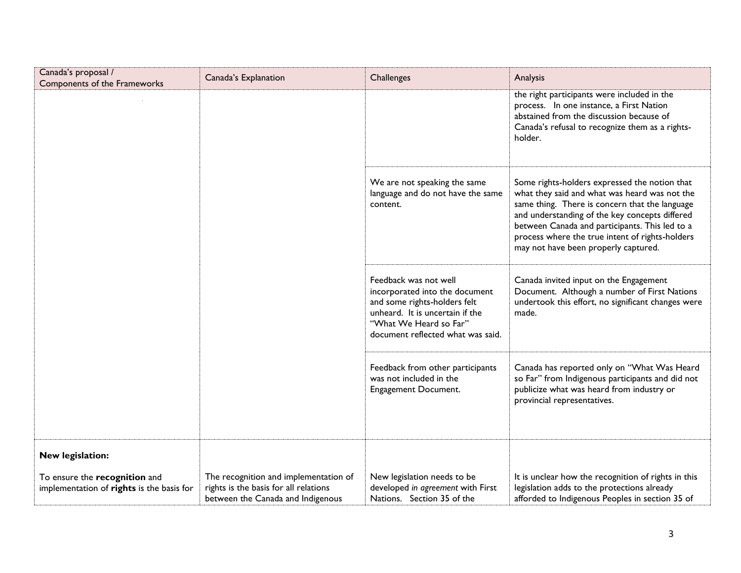| Canada's proposal / Components of the Frameworks | Canada's Explanation | Challenges | Analysis |
|---|---|---|---|
| | | | the right participants were included in the process. In one instance, a First Nation abstained from the discussion because of Canada's refusal to recognize them as a rights-holder. |
| | | We are not speaking the same language and do not have the same content. | Some rights-holders expressed the notion that what they said and what was heard was not the same thing. There is concern that the language and understanding of the key concepts differed between Canada and participants. This led to a process where the true intent of rights-holders may not have been properly captured. |
| | | Feedback was not well incorporated into the document and some rights-holders felt unheard. It is uncertain if the "What We Heard so Far" document reflected what was said. | Canada invited input on the Engagement Document. Although a number of First Nations undertook this effort, no significant changes were made. |
| | | Feedback from other participants was not included in the Engagement Document. | Canada has reported only on "What Was Heard so Far" from Indigenous participants and did not publicize what was heard from industry or provincial representatives. |
| **New legislation:**<br><br>To ensure the **recognition** and implementation of **rights** is the basis for | The recognition and implementation of rights is the basis for all relations between the Canada and Indigenous | New legislation needs to be developed *in agreement* with First Nations. Section 35 of the | It is unclear how the recognition of rights in this legislation adds to the protections already afforded to Indigenous Peoples in section 35 of |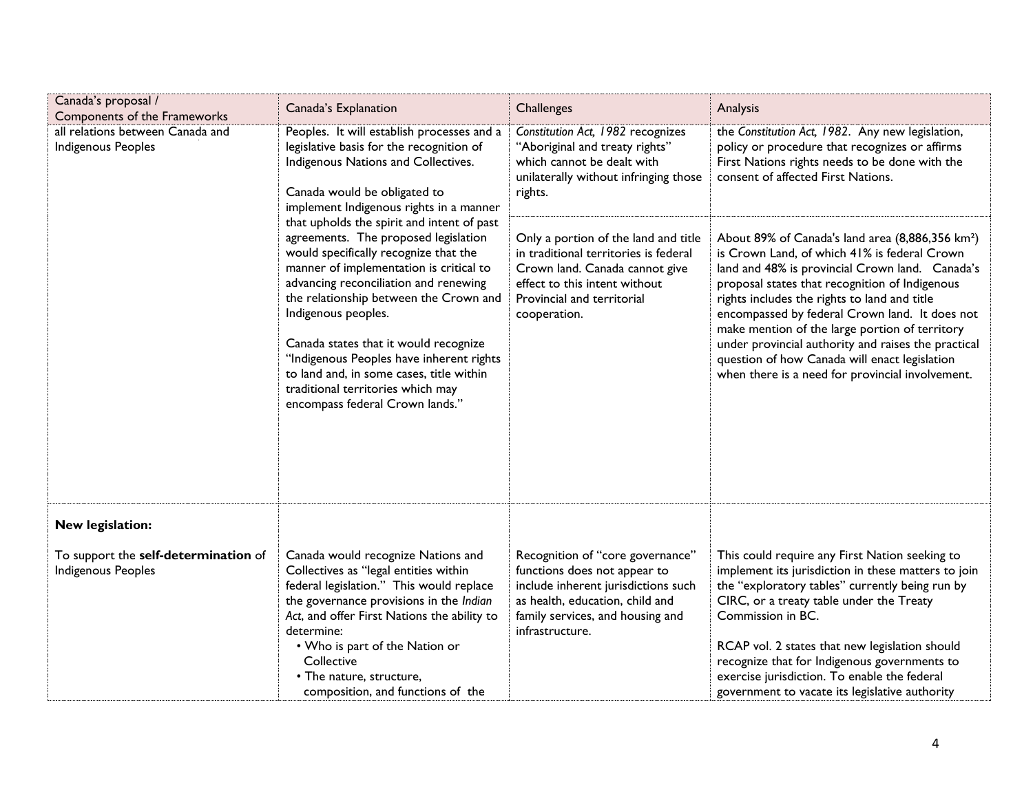| Canada's proposal / Components of the Frameworks | Canada's Explanation | Challenges | Analysis |
|---|---|---|---|
| all relations between Canada and Indigenous Peoples | Peoples. It will establish processes and a legislative basis for the recognition of Indigenous Nations and Collectives.<br><br>Canada would be obligated to implement Indigenous rights in a manner that upholds the spirit and intent of past agreements. The proposed legislation would specifically recognize that the manner of implementation is critical to advancing reconciliation and renewing the relationship between the Crown and Indigenous peoples.<br><br>Canada states that it would recognize "Indigenous Peoples have inherent rights to land and, in some cases, title within traditional territories which may encompass federal Crown lands." | *Constitution Act, 1982* recognizes "Aboriginal and treaty rights" which cannot be dealt with unilaterally without infringing those rights. | the *Constitution Act, 1982*. Any new legislation, policy or procedure that recognizes or affirms First Nations rights needs to be done with the consent of affected First Nations. |
| | | Only a portion of the land and title in traditional territories is federal Crown land. Canada cannot give effect to this intent without Provincial and territorial cooperation. | About 89% of Canada's land area (8,886,356 km²) is Crown Land, of which 41% is federal Crown land and 48% is provincial Crown land. Canada's proposal states that recognition of Indigenous rights includes the rights to land and title encompassed by federal Crown land. It does not make mention of the large portion of territory under provincial authority and raises the practical question of how Canada will enact legislation when there is a need for provincial involvement. |
| **New legislation:**<br><br>To support the **self-determination** of Indigenous Peoples | Canada would recognize Nations and Collectives as "legal entities within federal legislation." This would replace the governance provisions in the *Indian Act*, and offer First Nations the ability to determine:<br>• Who is part of the Nation or Collective<br>• The nature, structure, composition, and functions of the | Recognition of "core governance" functions does not appear to include inherent jurisdictions such as health, education, child and family services, and housing and infrastructure. | This could require any First Nation seeking to implement its jurisdiction in these matters to join the "exploratory tables" currently being run by CIRC, or a treaty table under the Treaty Commission in BC.<br><br>RCAP vol. 2 states that new legislation should recognize that for Indigenous governments to exercise jurisdiction. To enable the federal government to vacate its legislative authority |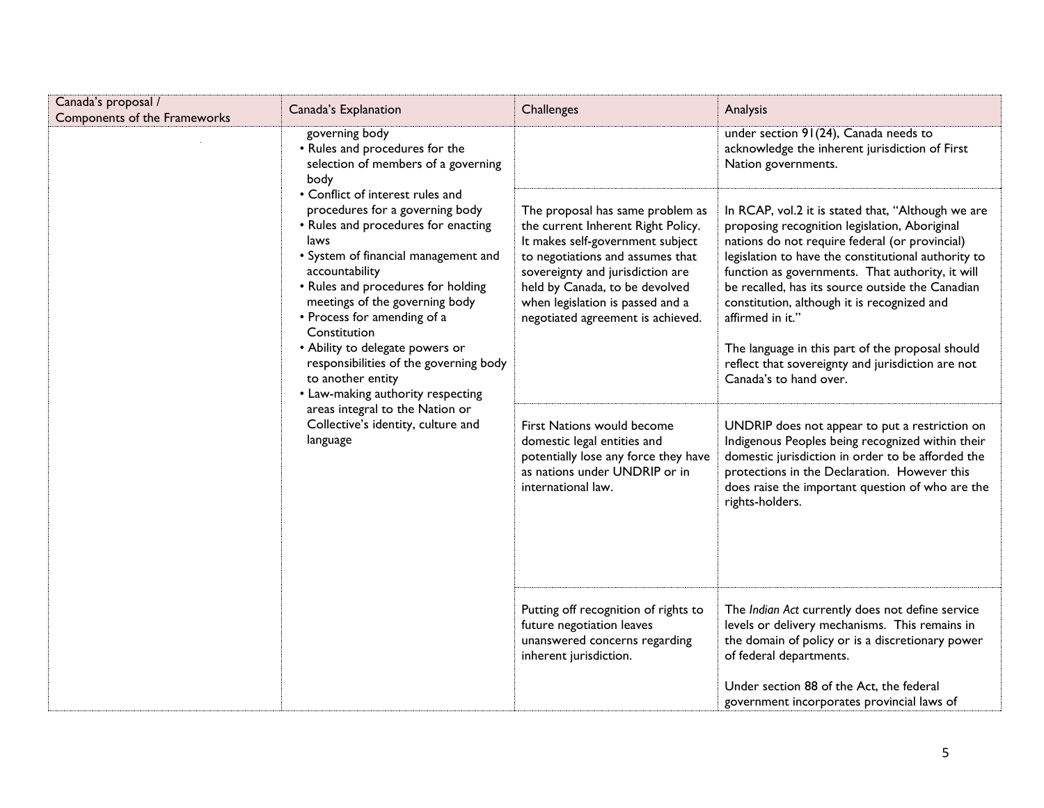| Canada's proposal / Components of the Frameworks | Canada's Explanation | Challenges | Analysis |
|---|---|---|---|
| | governing body<br>• Rules and procedures for the selection of members of a governing body<br>• Conflict of interest rules and procedures for a governing body<br>• Rules and procedures for enacting laws<br>• System of financial management and accountability<br>• Rules and procedures for holding meetings of the governing body<br>• Process for amending of a Constitution<br>• Ability to delegate powers or responsibilities of the governing body to another entity<br>• Law-making authority respecting areas integral to the Nation or Collective's identity, culture and language | | under section 91(24), Canada needs to acknowledge the inherent jurisdiction of First Nation governments. |
| | | The proposal has same problem as the current Inherent Right Policy. It makes self-government subject to negotiations and assumes that sovereignty and jurisdiction are held by Canada, to be devolved when legislation is passed and a negotiated agreement is achieved. | In RCAP, vol.2 it is stated that, "Although we are proposing recognition legislation, Aboriginal nations do not require federal (or provincial) legislation to have the constitutional authority to function as governments. That authority, it will be recalled, has its source outside the Canadian constitution, although it is recognized and affirmed in it."<br><br>The language in this part of the proposal should reflect that sovereignty and jurisdiction are not Canada's to hand over. |
| | | First Nations would become domestic legal entities and potentially lose any force they have as nations under UNDRIP or in international law. | UNDRIP does not appear to put a restriction on Indigenous Peoples being recognized within their domestic jurisdiction in order to be afforded the protections in the Declaration. However this does raise the important question of who are the rights-holders. |
| | | Putting off recognition of rights to future negotiation leaves unanswered concerns regarding inherent jurisdiction. | The *Indian Act* currently does not define service levels or delivery mechanisms. This remains in the domain of policy or is a discretionary power of federal departments.<br><br>Under section 88 of the Act, the federal government incorporates provincial laws of |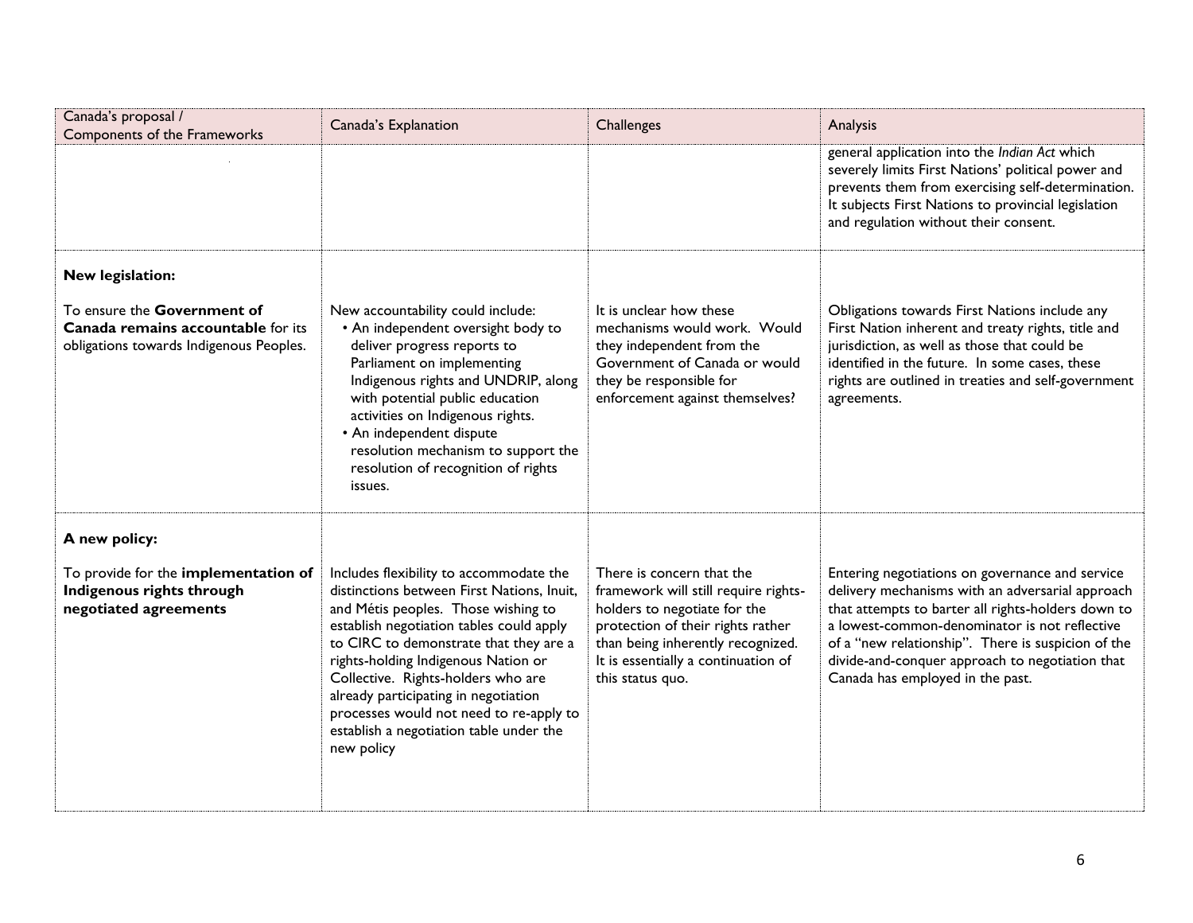| Canada's proposal / Components of the Frameworks | Canada's Explanation | Challenges | Analysis |
|---|---|---|---|
| | | | general application into the *Indian Act* which severely limits First Nations' political power and prevents them from exercising self-determination. It subjects First Nations to provincial legislation and regulation without their consent. |
| **New legislation:**<br><br>To ensure the **Government of Canada remains accountable** for its obligations towards Indigenous Peoples. | New accountability could include:<br>• An independent oversight body to deliver progress reports to Parliament on implementing Indigenous rights and UNDRIP, along with potential public education activities on Indigenous rights.<br>• An independent dispute resolution mechanism to support the resolution of recognition of rights issues. | It is unclear how these mechanisms would work. Would they independent from the Government of Canada or would they be responsible for enforcement against themselves? | Obligations towards First Nations include any First Nation inherent and treaty rights, title and jurisdiction, as well as those that could be identified in the future. In some cases, these rights are outlined in treaties and self-government agreements. |
| **A new policy:**<br><br>To provide for the **implementation of Indigenous rights through negotiated agreements** | Includes flexibility to accommodate the distinctions between First Nations, Inuit, and Métis peoples. Those wishing to establish negotiation tables could apply to CIRC to demonstrate that they are a rights-holding Indigenous Nation or Collective. Rights-holders who are already participating in negotiation processes would not need to re-apply to establish a negotiation table under the new policy | There is concern that the framework will still require rights-holders to negotiate for the protection of their rights rather than being inherently recognized. It is essentially a continuation of this status quo. | Entering negotiations on governance and service delivery mechanisms with an adversarial approach that attempts to barter all rights-holders down to a lowest-common-denominator is not reflective of a "new relationship". There is suspicion of the divide-and-conquer approach to negotiation that Canada has employed in the past. |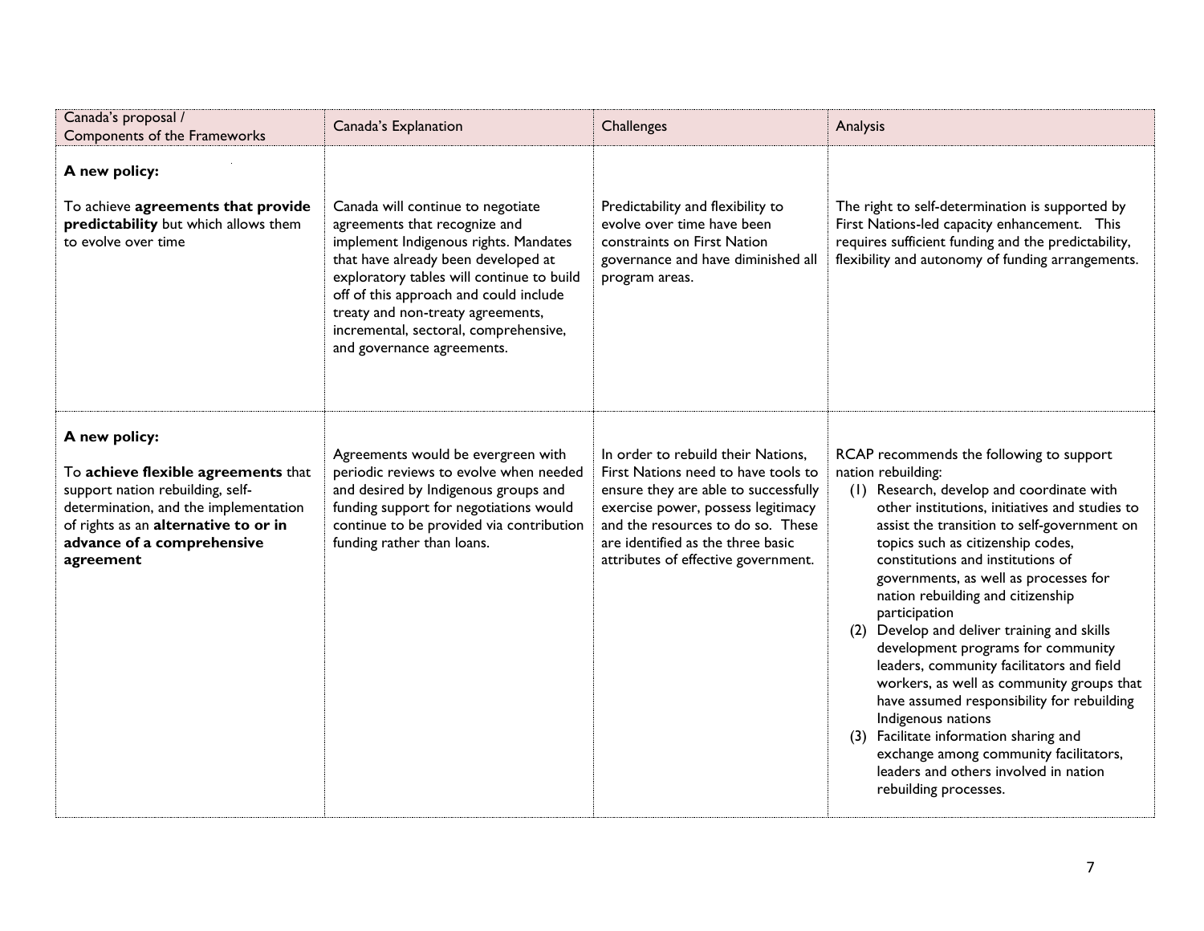| Canada's proposal / Components of the Frameworks | Canada's Explanation | Challenges | Analysis |
|---|---|---|---|
| **A new policy:**<br><br>To achieve **agreements that provide predictability** but which allows them to evolve over time | Canada will continue to negotiate agreements that recognize and implement Indigenous rights. Mandates that have already been developed at exploratory tables will continue to build off of this approach and could include treaty and non-treaty agreements, incremental, sectoral, comprehensive, and governance agreements. | Predictability and flexibility to evolve over time have been constraints on First Nation governance and have diminished all program areas. | The right to self-determination is supported by First Nations-led capacity enhancement. This requires sufficient funding and the predictability, flexibility and autonomy of funding arrangements. |
| **A new policy:**<br><br>To **achieve flexible agreements** that support nation rebuilding, self-determination, and the implementation of rights as an **alternative to or in advance of a comprehensive agreement** | Agreements would be evergreen with periodic reviews to evolve when needed and desired by Indigenous groups and funding support for negotiations would continue to be provided via contribution funding rather than loans. | In order to rebuild their Nations, First Nations need to have tools to ensure they are able to successfully exercise power, possess legitimacy and the resources to do so. These are identified as the three basic attributes of effective government. | RCAP recommends the following to support nation rebuilding:<br>(1) Research, develop and coordinate with other institutions, initiatives and studies to assist the transition to self-government on topics such as citizenship codes, constitutions and institutions of governments, as well as processes for nation rebuilding and citizenship participation<br>(2) Develop and deliver training and skills development programs for community leaders, community facilitators and field workers, as well as community groups that have assumed responsibility for rebuilding Indigenous nations<br>(3) Facilitate information sharing and exchange among community facilitators, leaders and others involved in nation rebuilding processes. |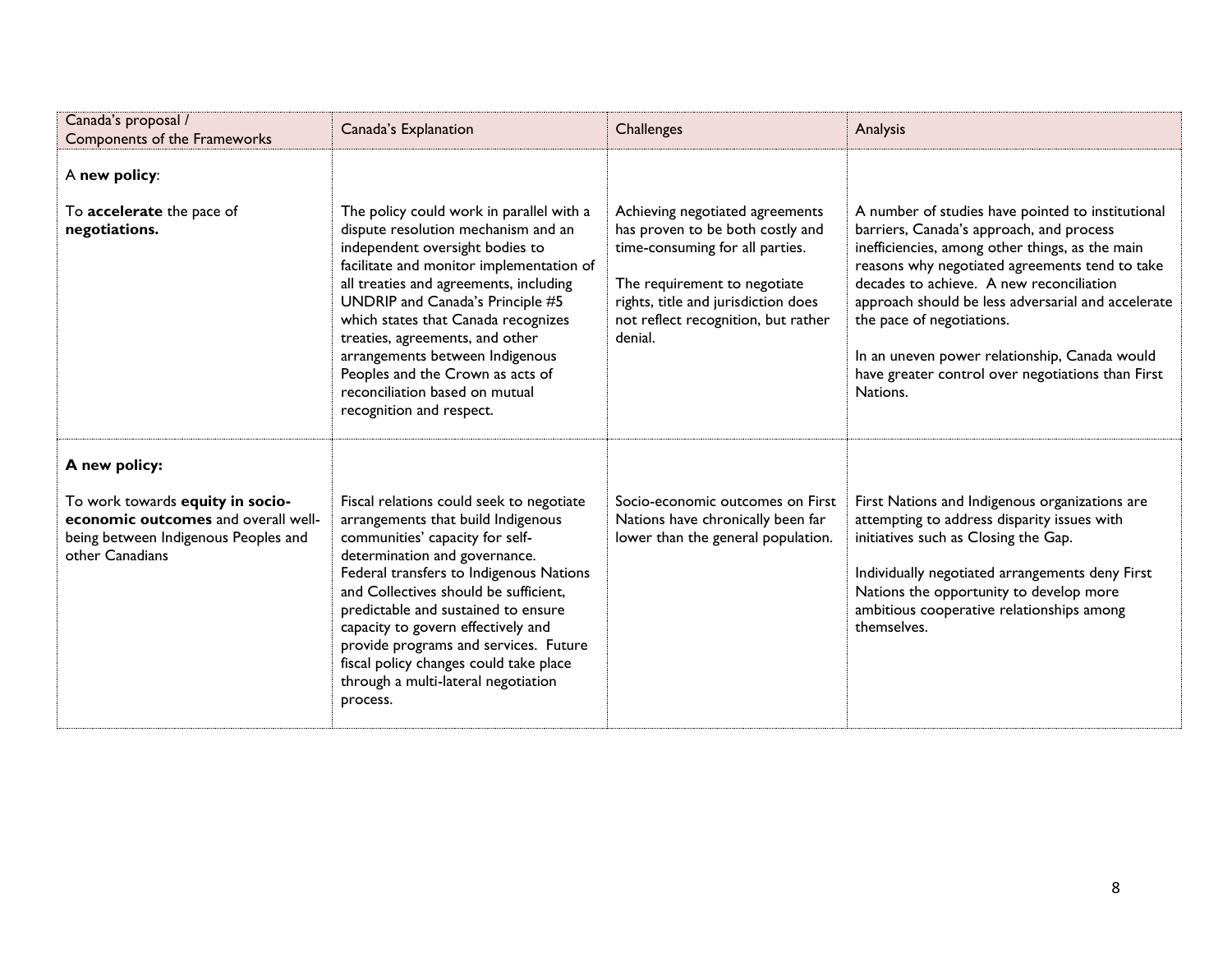| Canada's proposal / Components of the Frameworks | Canada's Explanation | Challenges | Analysis |
|---|---|---|---|
| A **new policy**:<br><br>To **accelerate** the pace of **negotiations.** | The policy could work in parallel with a dispute resolution mechanism and an independent oversight bodies to facilitate and monitor implementation of all treaties and agreements, including UNDRIP and Canada's Principle #5 which states that Canada recognizes treaties, agreements, and other arrangements between Indigenous Peoples and the Crown as acts of reconciliation based on mutual recognition and respect. | Achieving negotiated agreements has proven to be both costly and time-consuming for all parties.<br><br>The requirement to negotiate rights, title and jurisdiction does not reflect recognition, but rather denial. | A number of studies have pointed to institutional barriers, Canada's approach, and process inefficiencies, among other things, as the main reasons why negotiated agreements tend to take decades to achieve. A new reconciliation approach should be less adversarial and accelerate the pace of negotiations.<br><br>In an uneven power relationship, Canada would have greater control over negotiations than First Nations. |
| **A new policy:**<br><br>To work towards **equity in socio-economic outcomes** and overall well-being between Indigenous Peoples and other Canadians | Fiscal relations could seek to negotiate arrangements that build Indigenous communities' capacity for self-determination and governance.<br>Federal transfers to Indigenous Nations and Collectives should be sufficient, predictable and sustained to ensure capacity to govern effectively and provide programs and services. Future fiscal policy changes could take place through a multi-lateral negotiation process. | Socio-economic outcomes on First Nations have chronically been far lower than the general population. | First Nations and Indigenous organizations are attempting to address disparity issues with initiatives such as Closing the Gap.<br><br>Individually negotiated arrangements deny First Nations the opportunity to develop more ambitious cooperative relationships among themselves. |